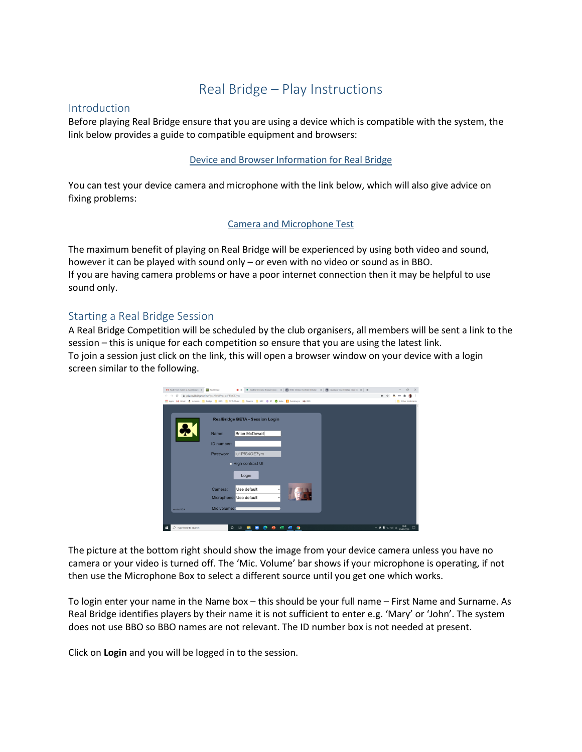# Real Bridge – Play Instructions

## Introduction

Before playing Real Bridge ensure that you are using a device which is compatible with the system, the link below provides a guide to compatible equipment and browsers:

[Device and Browser Information for Real Bridge]()

You can test your device camera and microphone with the link below, which will also give advice on fixing problems:

[Camera and Microphone Test]()

The maximum benefit of playing on Real Bridge will be experienced by using both video and sound, however it can be played with sound only – or even with no video or sound as in BBO.
If you are having camera problems or have a poor internet connection then it may be helpful to use sound only.

## Starting a Real Bridge Session

A Real Bridge Competition will be scheduled by the club organisers, all members will be sent a link to the session – this is unique for each competition so ensure that you are using the latest link.
To join a session just click on the link, this will open a browser window on your device with a login screen similar to the following.

The picture at the bottom right should show the image from your device camera unless you have no camera or your video is turned off. The 'Mic. Volume' bar shows if your microphone is operating, if not then use the Microphone Box to select a different source until you get one which works.

To login enter your name in the Name box – this should be your full name – First Name and Surname. As Real Bridge identifies players by their name it is not sufficient to enter e.g. 'Mary' or 'John'. The system does not use BBO so BBO names are not relevant. The ID number box is not needed at present.

Click on **Login** and you will be logged in to the session.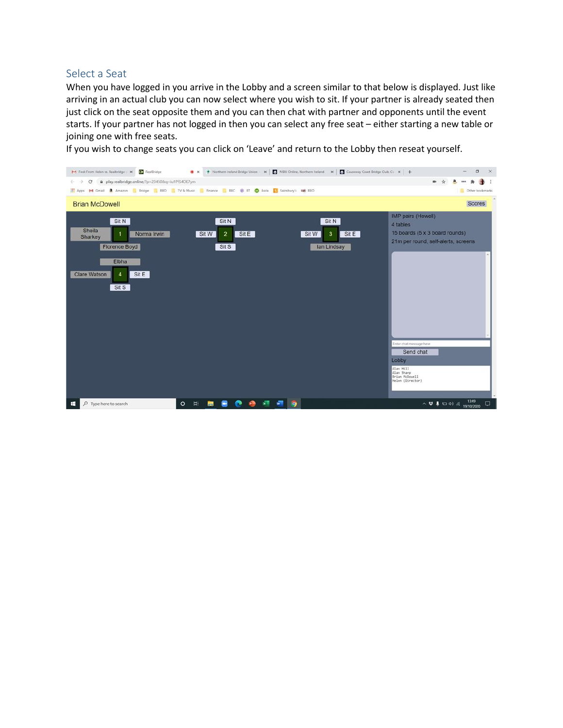## Select a Seat

When you have logged in you arrive in the Lobby and a screen similar to that below is displayed. Just like arriving in an actual club you can now select where you wish to sit. If your partner is already seated then just click on the seat opposite them and you can then chat with partner and opponents until the event starts. If your partner has not logged in then you can select any free seat – either starting a new table or joining one with free seats.

If you wish to change seats you can click on 'Leave' and return to the Lobby then reseat yourself.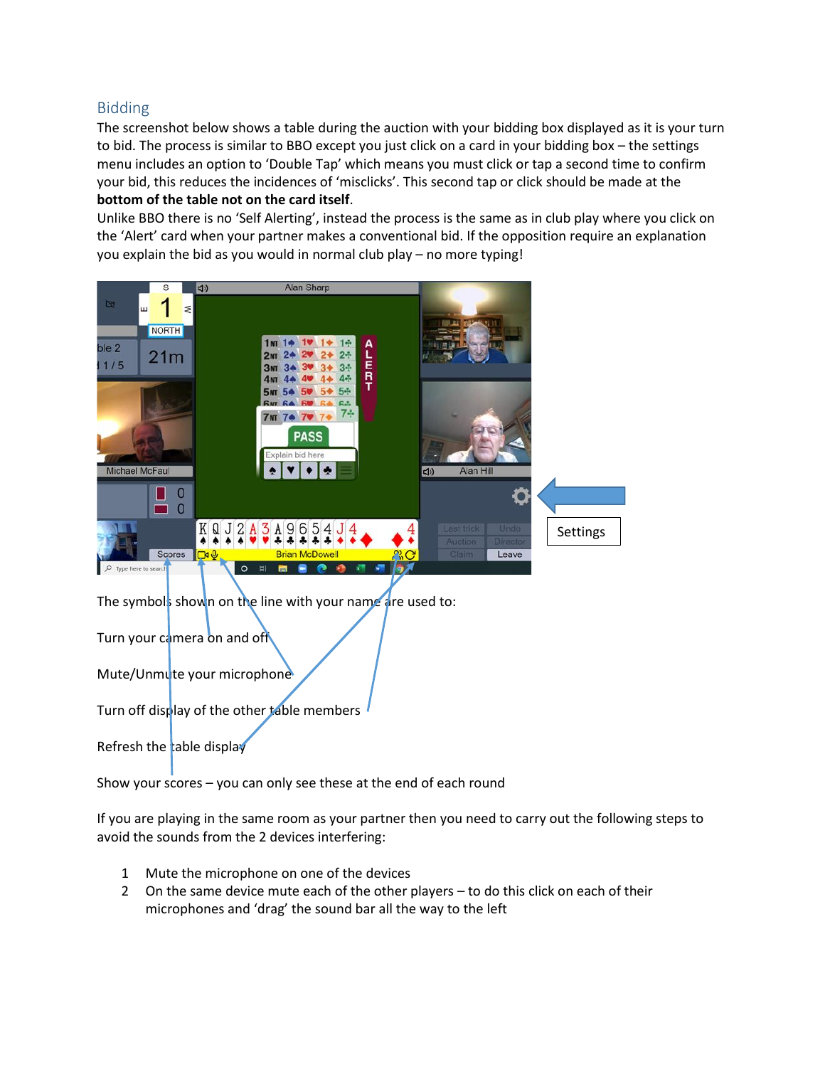## Bidding

The screenshot below shows a table during the auction with your bidding box displayed as it is your turn to bid. The process is similar to BBO except you just click on a card in your bidding box – the settings menu includes an option to 'Double Tap' which means you must click or tap a second time to confirm your bid, this reduces the incidences of 'misclicks'. This second tap or click should be made at the **bottom of the table not on the card itself**.

Unlike BBO there is no 'Self Alerting', instead the process is the same as in club play where you click on the 'Alert' card when your partner makes a conventional bid. If the opposition require an explanation you explain the bid as you would in normal club play – no more typing!

Settings

The symbols shown on the line with your name are used to:

Turn your camera on and off

Mute/Unmute your microphone

Turn off display of the other table members

Refresh the table display

Show your scores – you can only see these at the end of each round

If you are playing in the same room as your partner then you need to carry out the following steps to avoid the sounds from the 2 devices interfering:

1. Mute the microphone on one of the devices
2. On the same device mute each of the other players – to do this click on each of their microphones and 'drag' the sound bar all the way to the left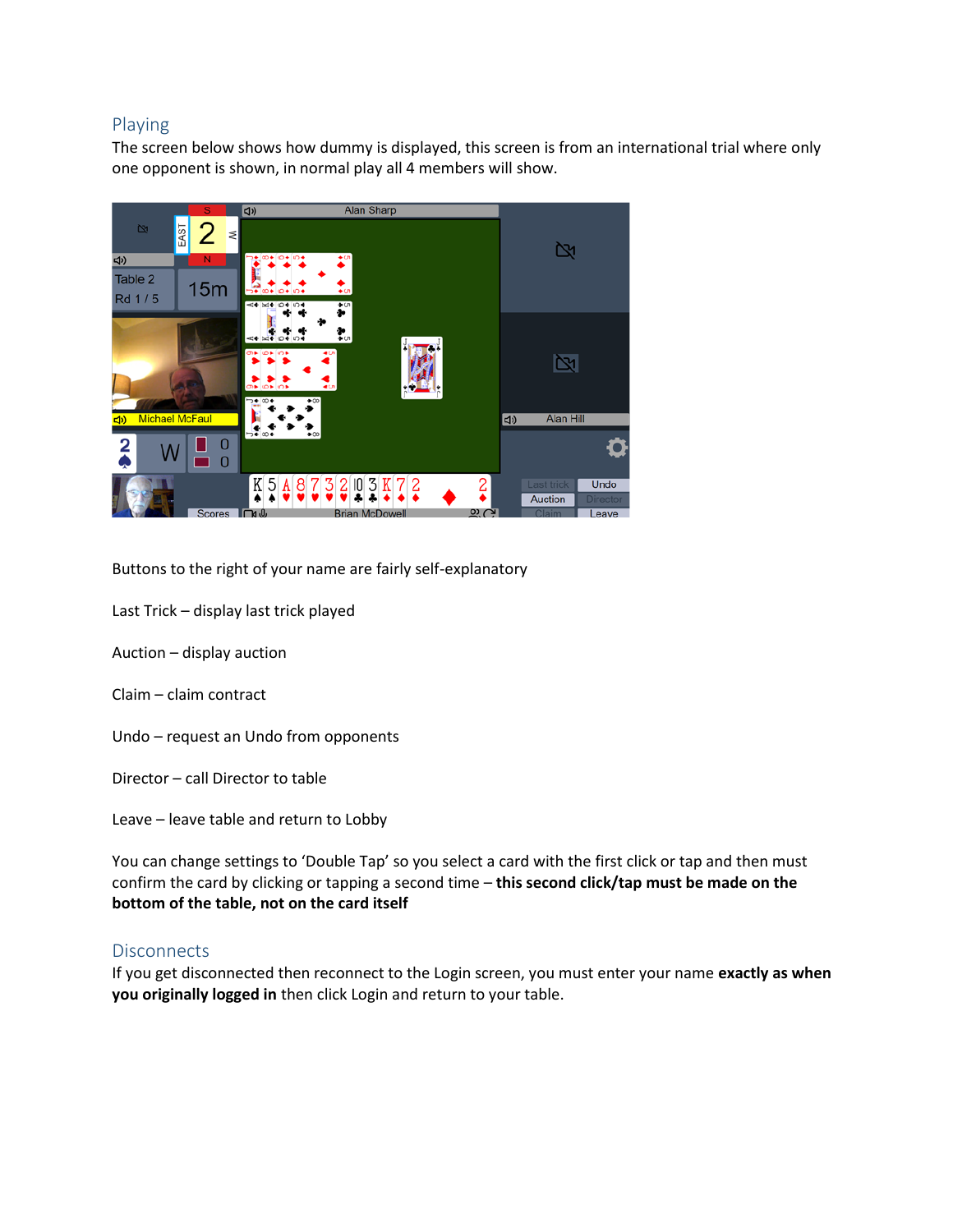## Playing

The screen below shows how dummy is displayed, this screen is from an international trial where only one opponent is shown, in normal play all 4 members will show.

Buttons to the right of your name are fairly self-explanatory

Last Trick – display last trick played

Auction – display auction

Claim – claim contract

Undo – request an Undo from opponents

Director – call Director to table

Leave – leave table and return to Lobby

You can change settings to 'Double Tap' so you select a card with the first click or tap and then must confirm the card by clicking or tapping a second time – **this second click/tap must be made on the bottom of the table, not on the card itself**

## Disconnects

If you get disconnected then reconnect to the Login screen, you must enter your name **exactly as when you originally logged in** then click Login and return to your table.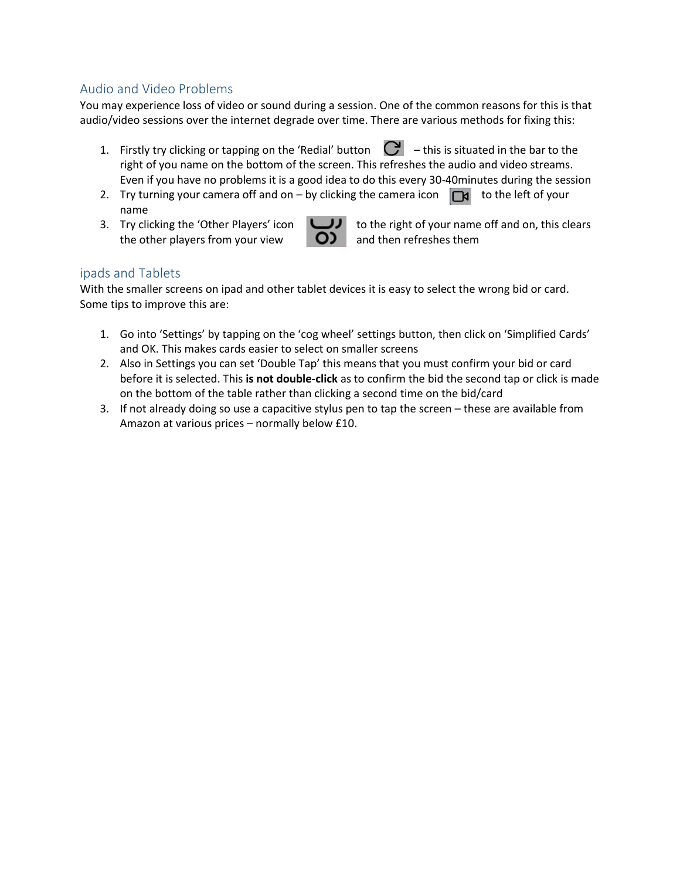## Audio and Video Problems

You may experience loss of video or sound during a session. One of the common reasons for this is that audio/video sessions over the internet degrade over time. There are various methods for fixing this:

1. Firstly try clicking or tapping on the 'Redial' button – this is situated in the bar to the right of you name on the bottom of the screen. This refreshes the audio and video streams. Even if you have no problems it is a good idea to do this every 30-40minutes during the session
2. Try turning your camera off and on – by clicking the camera icon to the left of your name
3. Try clicking the 'Other Players' icon to the right of your name off and on, this clears the other players from your view and then refreshes them

## ipads and Tablets

With the smaller screens on ipad and other tablet devices it is easy to select the wrong bid or card. Some tips to improve this are:

1. Go into 'Settings' by tapping on the 'cog wheel' settings button, then click on 'Simplified Cards' and OK. This makes cards easier to select on smaller screens
2. Also in Settings you can set 'Double Tap' this means that you must confirm your bid or card before it is selected. This **is not double-click** as to confirm the bid the second tap or click is made on the bottom of the table rather than clicking a second time on the bid/card
3. If not already doing so use a capacitive stylus pen to tap the screen – these are available from Amazon at various prices – normally below £10.